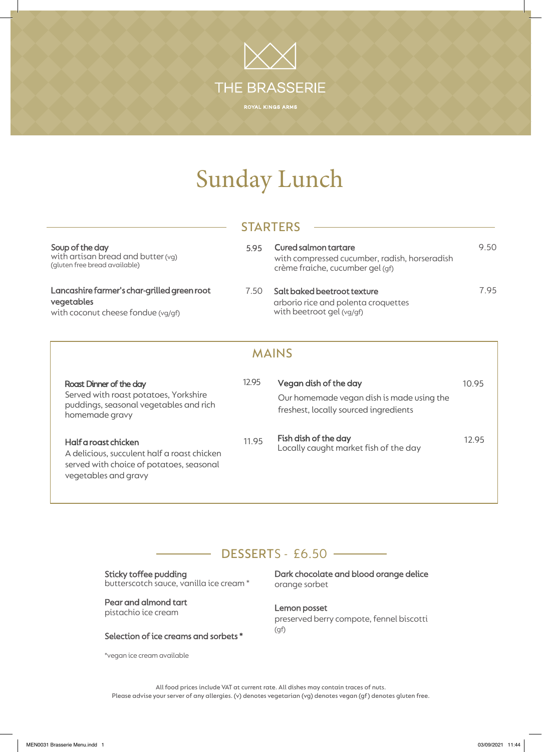# THE BRASSERIE

ROYAL KINGS ARMS

# Sunday Lunch

## STARTERS

**Soup of the day** — 5.95
with artisan bread and butter (vg)
(gluten free bread available)

**Lancashire farmer's char-grilled green root vegetables** — 7.50
with coconut cheese fondue (vg/gf)

**Cured salmon tartare** — 9.50
with compressed cucumber, radish, horseradish crème fraiche, cucumber gel (gf)

**Salt baked beetroot texture** — 7.95
arborio rice and polenta croquettes with beetroot gel (vg/gf)

## MAINS

**Roast Dinner of the day** — 12.95
Served with roast potatoes, Yorkshire puddings, seasonal vegetables and rich homemade gravy

**Half a roast chicken** — 11.95
A delicious, succulent half a roast chicken served with choice of potatoes, seasonal vegetables and gravy

**Vegan dish of the day** — 10.95
Our homemade vegan dish is made using the freshest, locally sourced ingredients

**Fish dish of the day** — 12.95
Locally caught market fish of the day

## DESSERTS - £6.50

**Sticky toffee pudding**
butterscotch sauce, vanilla ice cream *

**Pear and almond tart**
pistachio ice cream

**Selection of ice creams and sorbets ***

*vegan ice cream available

**Dark chocolate and blood orange delice**
orange sorbet

**Lemon posset**
preserved berry compote, fennel biscotti (gf)

All food prices include VAT at current rate. All dishes may contain traces of nuts.
Please advise your server of any allergies. (v) denotes vegetarian (vg) denotes vegan (gf) denotes gluten free.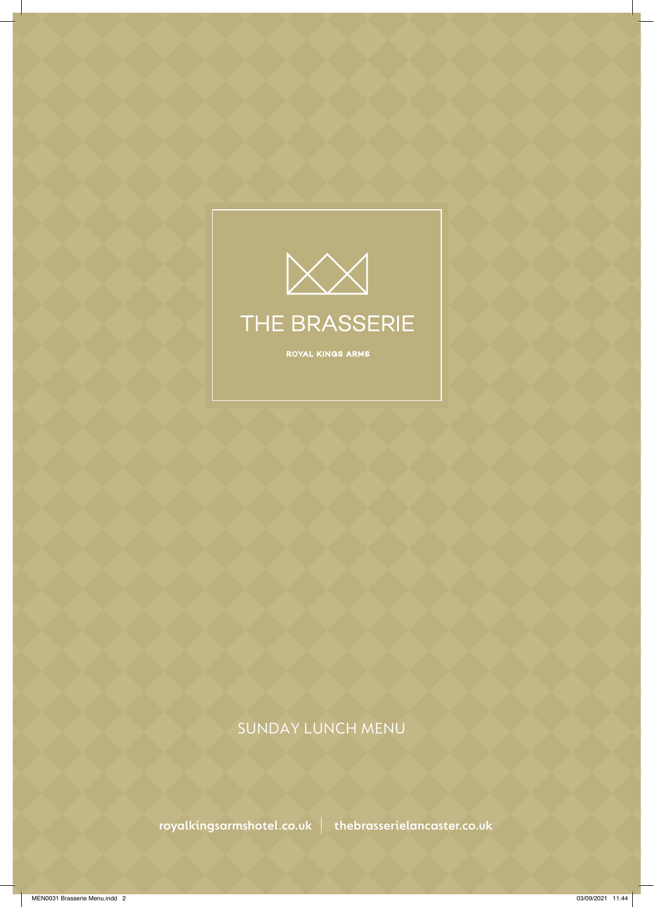# THE BRASSERIE

ROYAL KINGS ARMS

SUNDAY LUNCH MENU

royalkingsarmshotel.co.uk | thebrasserielancaster.co.uk